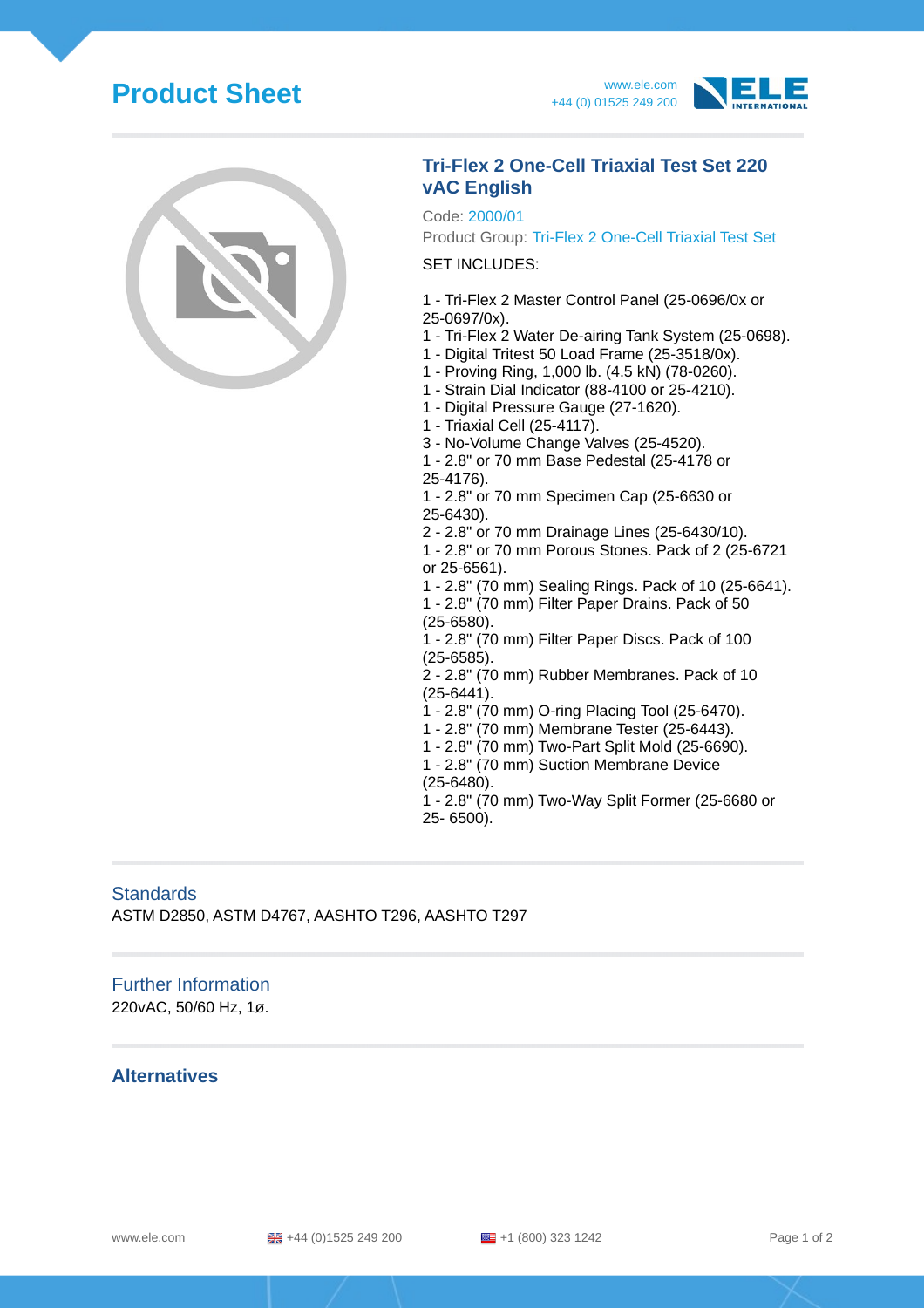# Product Sheet

www.ele.com
+44 (0) 01525 249 200

## Tri-Flex 2 One-Cell Triaxial Test Set 220 vAC English

Code: 2000/01

Product Group: Tri-Flex 2 One-Cell Triaxial Test Set

SET INCLUDES:

1 - Tri-Flex 2 Master Control Panel (25-0696/0x or 25-0697/0x).
1 - Tri-Flex 2 Water De-airing Tank System (25-0698).
1 - Digital Tritest 50 Load Frame (25-3518/0x).
1 - Proving Ring, 1,000 lb. (4.5 kN) (78-0260).
1 - Strain Dial Indicator (88-4100 or 25-4210).
1 - Digital Pressure Gauge (27-1620).
1 - Triaxial Cell (25-4117).
3 - No-Volume Change Valves (25-4520).
1 - 2.8" or 70 mm Base Pedestal (25-4178 or 25-4176).
1 - 2.8" or 70 mm Specimen Cap (25-6630 or 25-6430).
2 - 2.8" or 70 mm Drainage Lines (25-6430/10).
1 - 2.8" or 70 mm Porous Stones. Pack of 2 (25-6721 or 25-6561).
1 - 2.8" (70 mm) Sealing Rings. Pack of 10 (25-6641).
1 - 2.8" (70 mm) Filter Paper Drains. Pack of 50 (25-6580).
1 - 2.8" (70 mm) Filter Paper Discs. Pack of 100 (25-6585).
2 - 2.8" (70 mm) Rubber Membranes. Pack of 10 (25-6441).
1 - 2.8" (70 mm) O-ring Placing Tool (25-6470).
1 - 2.8" (70 mm) Membrane Tester (25-6443).
1 - 2.8" (70 mm) Two-Part Split Mold (25-6690).
1 - 2.8" (70 mm) Suction Membrane Device (25-6480).
1 - 2.8" (70 mm) Two-Way Split Former (25-6680 or 25- 6500).

### Standards

ASTM D2850, ASTM D4767, AASHTO T296, AASHTO T297

### Further Information

220vAC, 50/60 Hz, 1ø.

### Alternatives

www.ele.com    +44 (0)1525 249 200    +1 (800) 323 1242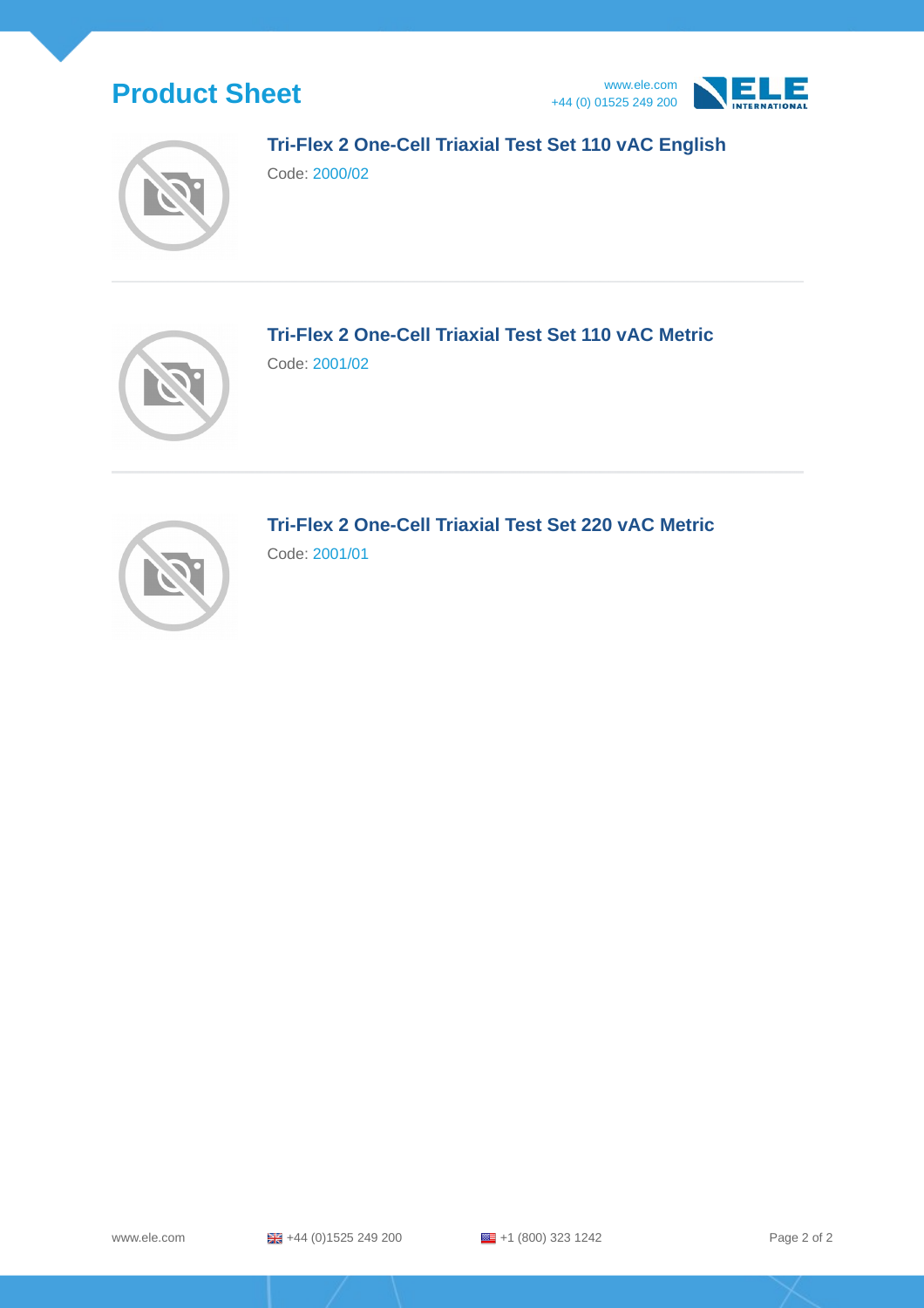### Tri-Flex 2 One-Cell Triaxial Test Set 110 vAC English

Code: 2000/02

---

### Tri-Flex 2 One-Cell Triaxial Test Set 110 vAC Metric

Code: 2001/02

---

### Tri-Flex 2 One-Cell Triaxial Test Set 220 vAC Metric

Code: 2001/01